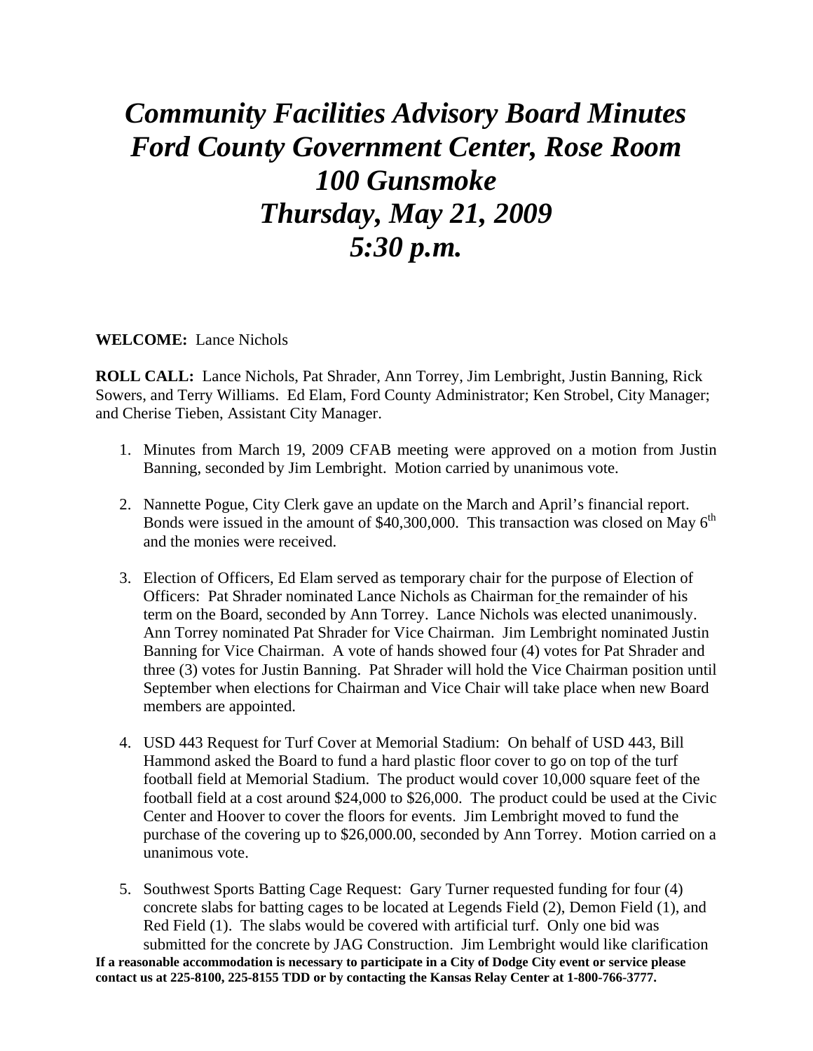# *Community Facilities Advisory Board Minutes*
# *Ford County Government Center, Rose Room*
# *100 Gunsmoke*
# *Thursday, May 21, 2009*
# *5:30 p.m.*

**WELCOME:** Lance Nichols

**ROLL CALL:** Lance Nichols, Pat Shrader, Ann Torrey, Jim Lembright, Justin Banning, Rick Sowers, and Terry Williams. Ed Elam, Ford County Administrator; Ken Strobel, City Manager; and Cherise Tieben, Assistant City Manager.

1. Minutes from March 19, 2009 CFAB meeting were approved on a motion from Justin Banning, seconded by Jim Lembright. Motion carried by unanimous vote.

2. Nannette Pogue, City Clerk gave an update on the March and April's financial report. Bonds were issued in the amount of $40,300,000. This transaction was closed on May 6th and the monies were received.

3. Election of Officers, Ed Elam served as temporary chair for the purpose of Election of Officers: Pat Shrader nominated Lance Nichols as Chairman for the remainder of his term on the Board, seconded by Ann Torrey. Lance Nichols was elected unanimously. Ann Torrey nominated Pat Shrader for Vice Chairman. Jim Lembright nominated Justin Banning for Vice Chairman. A vote of hands showed four (4) votes for Pat Shrader and three (3) votes for Justin Banning. Pat Shrader will hold the Vice Chairman position until September when elections for Chairman and Vice Chair will take place when new Board members are appointed.

4. USD 443 Request for Turf Cover at Memorial Stadium: On behalf of USD 443, Bill Hammond asked the Board to fund a hard plastic floor cover to go on top of the turf football field at Memorial Stadium. The product would cover 10,000 square feet of the football field at a cost around $24,000 to $26,000. The product could be used at the Civic Center and Hoover to cover the floors for events. Jim Lembright moved to fund the purchase of the covering up to $26,000.00, seconded by Ann Torrey. Motion carried on a unanimous vote.

5. Southwest Sports Batting Cage Request: Gary Turner requested funding for four (4) concrete slabs for batting cages to be located at Legends Field (2), Demon Field (1), and Red Field (1). The slabs would be covered with artificial turf. Only one bid was submitted for the concrete by JAG Construction. Jim Lembright would like clarification

**If a reasonable accommodation is necessary to participate in a City of Dodge City event or service please contact us at 225-8100, 225-8155 TDD or by contacting the Kansas Relay Center at 1-800-766-3777.**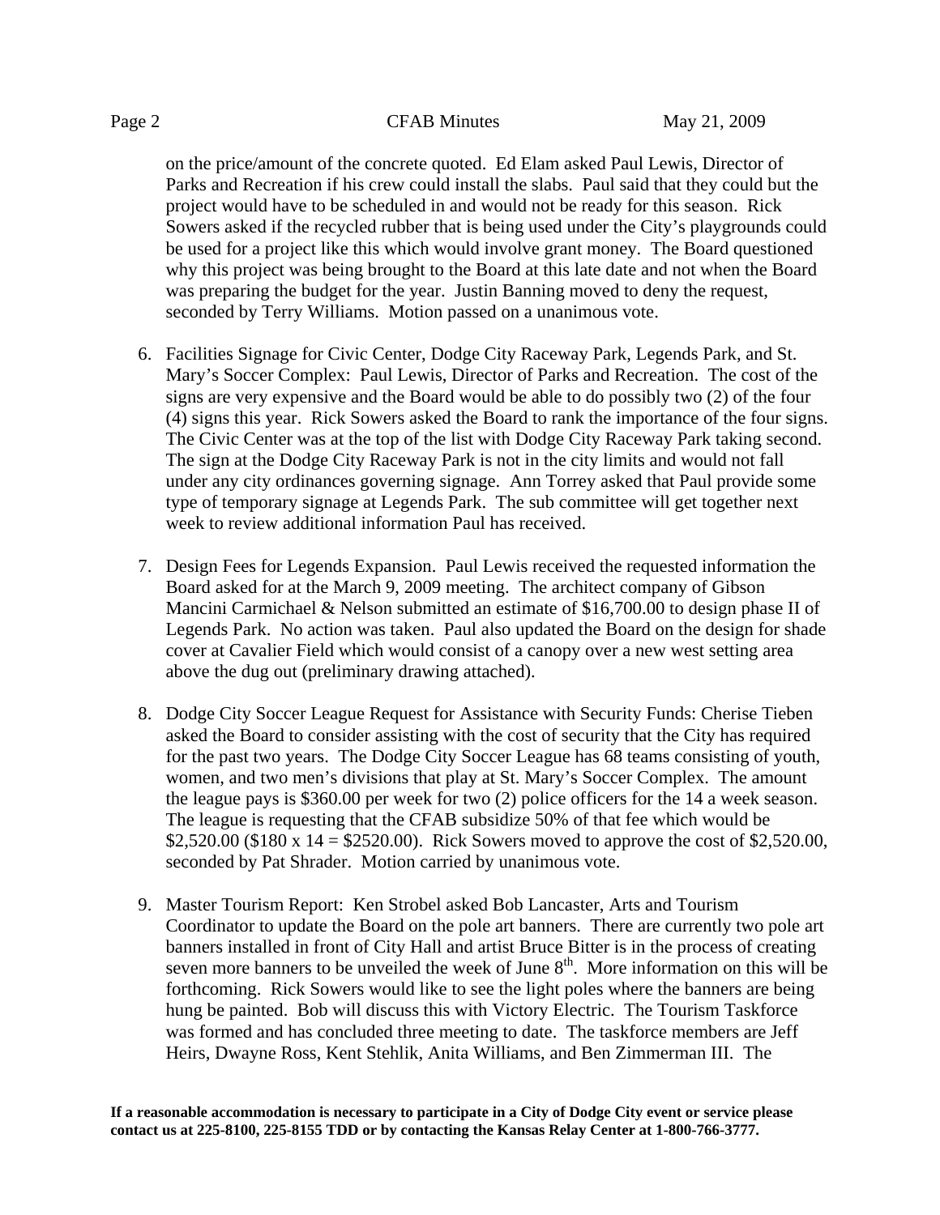on the price/amount of the concrete quoted. Ed Elam asked Paul Lewis, Director of Parks and Recreation if his crew could install the slabs. Paul said that they could but the project would have to be scheduled in and would not be ready for this season. Rick Sowers asked if the recycled rubber that is being used under the City's playgrounds could be used for a project like this which would involve grant money. The Board questioned why this project was being brought to the Board at this late date and not when the Board was preparing the budget for the year. Justin Banning moved to deny the request, seconded by Terry Williams. Motion passed on a unanimous vote.

6. Facilities Signage for Civic Center, Dodge City Raceway Park, Legends Park, and St. Mary's Soccer Complex: Paul Lewis, Director of Parks and Recreation. The cost of the signs are very expensive and the Board would be able to do possibly two (2) of the four (4) signs this year. Rick Sowers asked the Board to rank the importance of the four signs. The Civic Center was at the top of the list with Dodge City Raceway Park taking second. The sign at the Dodge City Raceway Park is not in the city limits and would not fall under any city ordinances governing signage. Ann Torrey asked that Paul provide some type of temporary signage at Legends Park. The sub committee will get together next week to review additional information Paul has received.

7. Design Fees for Legends Expansion. Paul Lewis received the requested information the Board asked for at the March 9, 2009 meeting. The architect company of Gibson Mancini Carmichael & Nelson submitted an estimate of $16,700.00 to design phase II of Legends Park. No action was taken. Paul also updated the Board on the design for shade cover at Cavalier Field which would consist of a canopy over a new west setting area above the dug out (preliminary drawing attached).

8. Dodge City Soccer League Request for Assistance with Security Funds: Cherise Tieben asked the Board to consider assisting with the cost of security that the City has required for the past two years. The Dodge City Soccer League has 68 teams consisting of youth, women, and two men's divisions that play at St. Mary's Soccer Complex. The amount the league pays is $360.00 per week for two (2) police officers for the 14 a week season. The league is requesting that the CFAB subsidize 50% of that fee which would be $2,520.00 ($180 x 14 = $2520.00). Rick Sowers moved to approve the cost of $2,520.00, seconded by Pat Shrader. Motion carried by unanimous vote.

9. Master Tourism Report: Ken Strobel asked Bob Lancaster, Arts and Tourism Coordinator to update the Board on the pole art banners. There are currently two pole art banners installed in front of City Hall and artist Bruce Bitter is in the process of creating seven more banners to be unveiled the week of June 8th. More information on this will be forthcoming. Rick Sowers would like to see the light poles where the banners are being hung be painted. Bob will discuss this with Victory Electric. The Tourism Taskforce was formed and has concluded three meeting to date. The taskforce members are Jeff Heirs, Dwayne Ross, Kent Stehlik, Anita Williams, and Ben Zimmerman III. The

**If a reasonable accommodation is necessary to participate in a City of Dodge City event or service please contact us at 225-8100, 225-8155 TDD or by contacting the Kansas Relay Center at 1-800-766-3777.**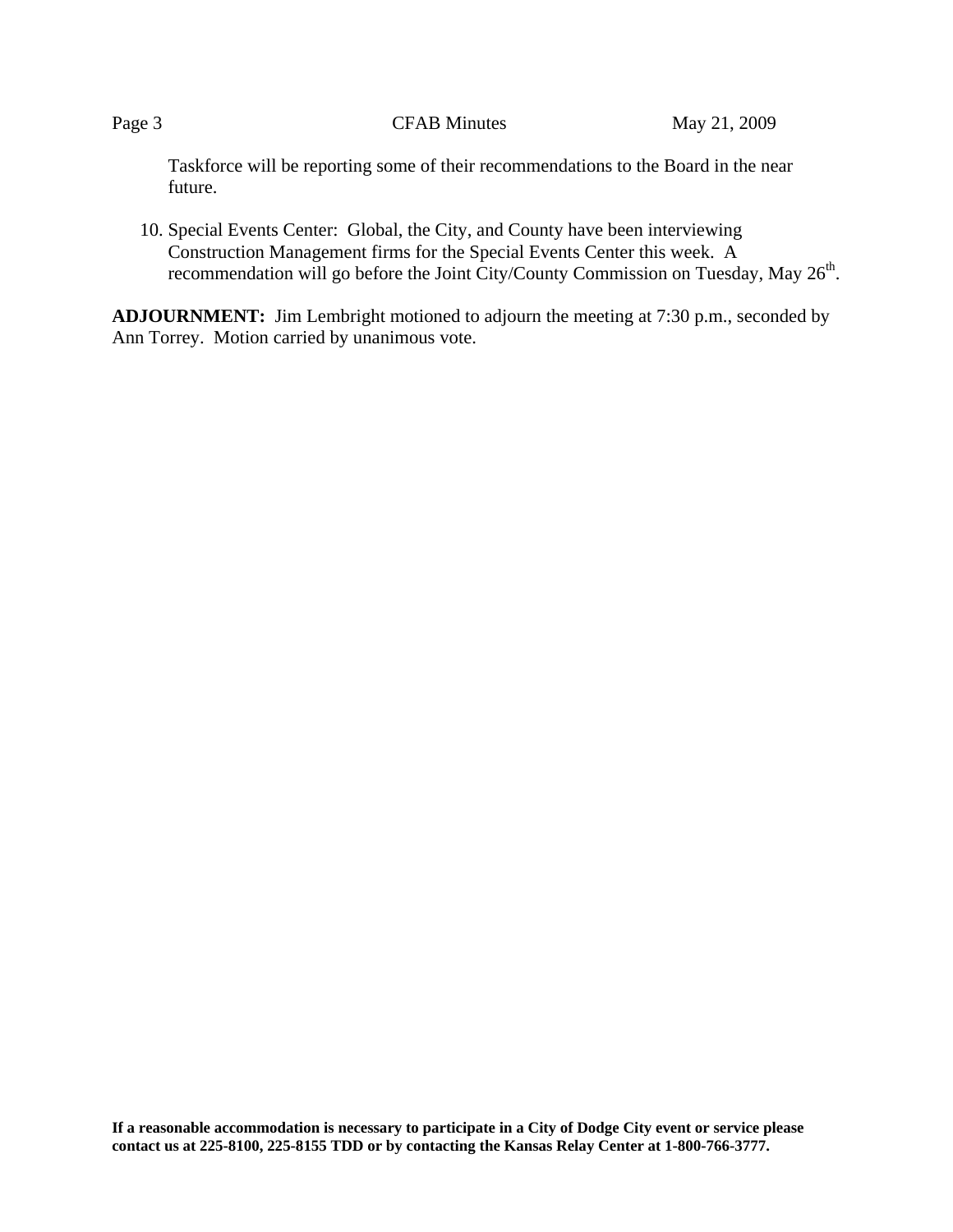Taskforce will be reporting some of their recommendations to the Board in the near future.

10. Special Events Center: Global, the City, and County have been interviewing Construction Management firms for the Special Events Center this week. A recommendation will go before the Joint City/County Commission on Tuesday, May 26th.

**ADJOURNMENT:** Jim Lembright motioned to adjourn the meeting at 7:30 p.m., seconded by Ann Torrey. Motion carried by unanimous vote.

**If a reasonable accommodation is necessary to participate in a City of Dodge City event or service please contact us at 225-8100, 225-8155 TDD or by contacting the Kansas Relay Center at 1-800-766-3777.**